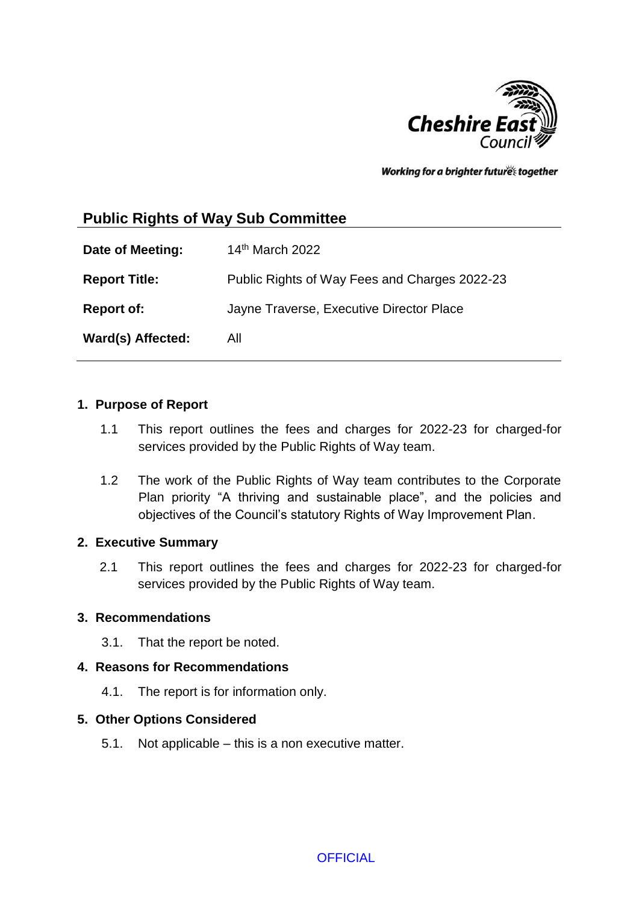Cheshire East Council

*Working for a brighter future together*

## Public Rights of Way Sub Committee

| | |
|---|---|
| **Date of Meeting:** | 14th March 2022 |
| **Report Title:** | Public Rights of Way Fees and Charges 2022-23 |
| **Report of:** | Jayne Traverse, Executive Director Place |
| **Ward(s) Affected:** | All |

### 1. Purpose of Report

1.1 This report outlines the fees and charges for 2022-23 for charged-for services provided by the Public Rights of Way team.

1.2 The work of the Public Rights of Way team contributes to the Corporate Plan priority "A thriving and sustainable place", and the policies and objectives of the Council's statutory Rights of Way Improvement Plan.

### 2. Executive Summary

2.1 This report outlines the fees and charges for 2022-23 for charged-for services provided by the Public Rights of Way team.

### 3. Recommendations

3.1. That the report be noted.

### 4. Reasons for Recommendations

4.1. The report is for information only.

### 5. Other Options Considered

5.1. Not applicable – this is a non executive matter.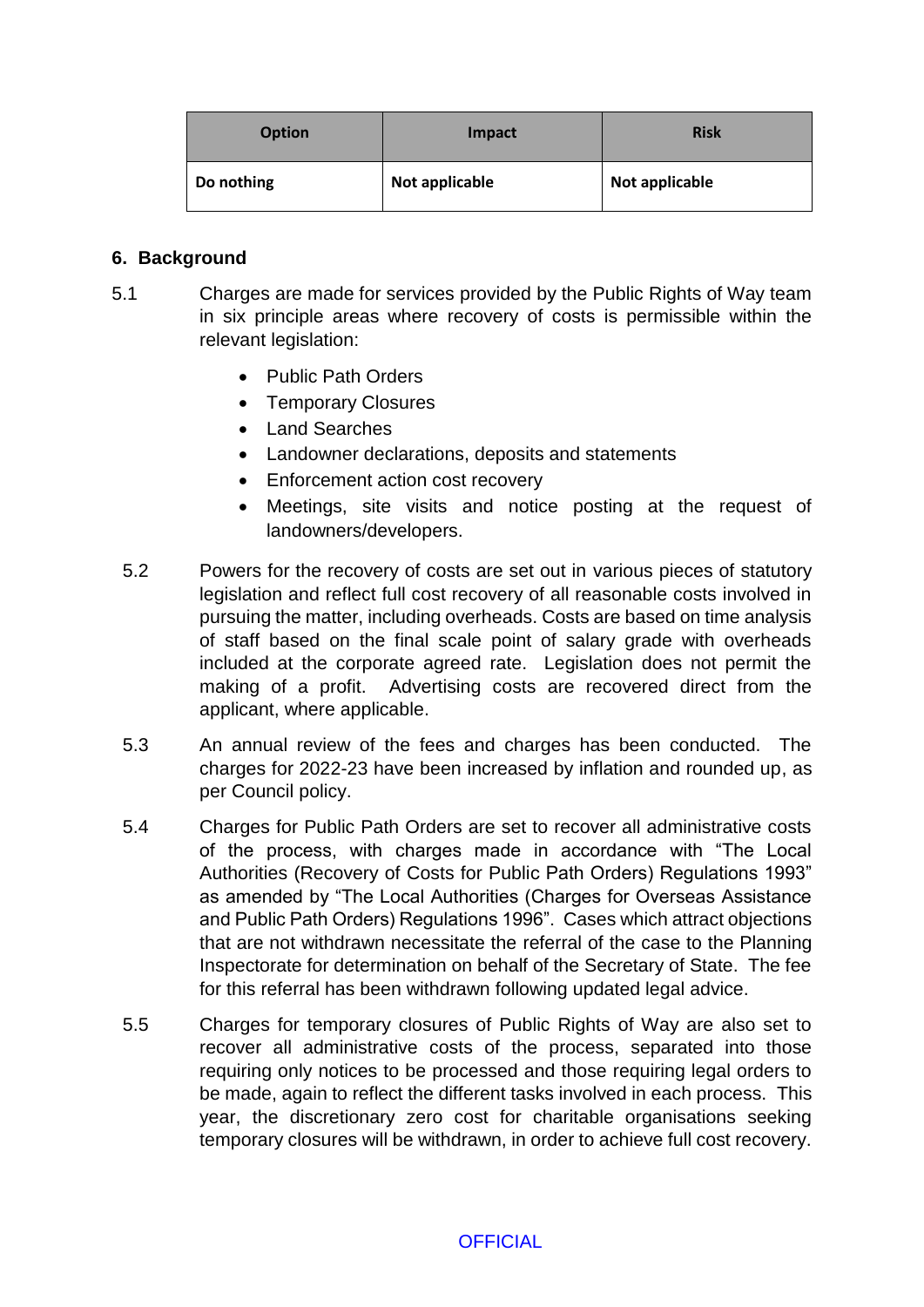| Option | Impact | Risk |
| --- | --- | --- |
| **Do nothing** | **Not applicable** | **Not applicable** |

## 6. Background

5.1 Charges are made for services provided by the Public Rights of Way team in six principle areas where recovery of costs is permissible within the relevant legislation:

- Public Path Orders
- Temporary Closures
- Land Searches
- Landowner declarations, deposits and statements
- Enforcement action cost recovery
- Meetings, site visits and notice posting at the request of landowners/developers.

5.2 Powers for the recovery of costs are set out in various pieces of statutory legislation and reflect full cost recovery of all reasonable costs involved in pursuing the matter, including overheads. Costs are based on time analysis of staff based on the final scale point of salary grade with overheads included at the corporate agreed rate. Legislation does not permit the making of a profit. Advertising costs are recovered direct from the applicant, where applicable.

5.3 An annual review of the fees and charges has been conducted. The charges for 2022-23 have been increased by inflation and rounded up, as per Council policy.

5.4 Charges for Public Path Orders are set to recover all administrative costs of the process, with charges made in accordance with "The Local Authorities (Recovery of Costs for Public Path Orders) Regulations 1993" as amended by "The Local Authorities (Charges for Overseas Assistance and Public Path Orders) Regulations 1996". Cases which attract objections that are not withdrawn necessitate the referral of the case to the Planning Inspectorate for determination on behalf of the Secretary of State. The fee for this referral has been withdrawn following updated legal advice.

5.5 Charges for temporary closures of Public Rights of Way are also set to recover all administrative costs of the process, separated into those requiring only notices to be processed and those requiring legal orders to be made, again to reflect the different tasks involved in each process. This year, the discretionary zero cost for charitable organisations seeking temporary closures will be withdrawn, in order to achieve full cost recovery.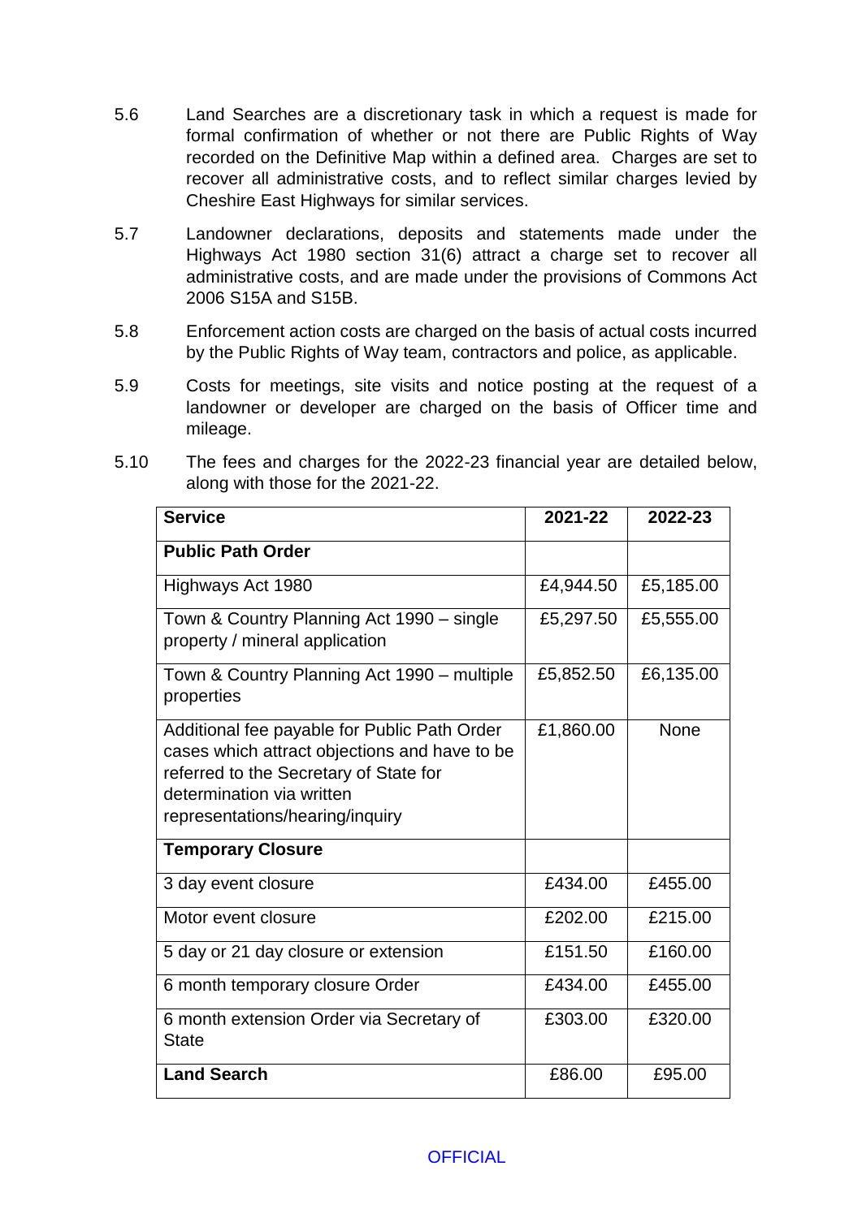5.6 Land Searches are a discretionary task in which a request is made for formal confirmation of whether or not there are Public Rights of Way recorded on the Definitive Map within a defined area. Charges are set to recover all administrative costs, and to reflect similar charges levied by Cheshire East Highways for similar services.

5.7 Landowner declarations, deposits and statements made under the Highways Act 1980 section 31(6) attract a charge set to recover all administrative costs, and are made under the provisions of Commons Act 2006 S15A and S15B.

5.8 Enforcement action costs are charged on the basis of actual costs incurred by the Public Rights of Way team, contractors and police, as applicable.

5.9 Costs for meetings, site visits and notice posting at the request of a landowner or developer are charged on the basis of Officer time and mileage.

5.10 The fees and charges for the 2022-23 financial year are detailed below, along with those for the 2021-22.

| Service | 2021-22 | 2022-23 |
|---|---|---|
| **Public Path Order** | | |
| Highways Act 1980 | £4,944.50 | £5,185.00 |
| Town & Country Planning Act 1990 – single property / mineral application | £5,297.50 | £5,555.00 |
| Town & Country Planning Act 1990 – multiple properties | £5,852.50 | £6,135.00 |
| Additional fee payable for Public Path Order cases which attract objections and have to be referred to the Secretary of State for determination via written representations/hearing/inquiry | £1,860.00 | None |
| **Temporary Closure** | | |
| 3 day event closure | £434.00 | £455.00 |
| Motor event closure | £202.00 | £215.00 |
| 5 day or 21 day closure or extension | £151.50 | £160.00 |
| 6 month temporary closure Order | £434.00 | £455.00 |
| 6 month extension Order via Secretary of State | £303.00 | £320.00 |
| **Land Search** | £86.00 | £95.00 |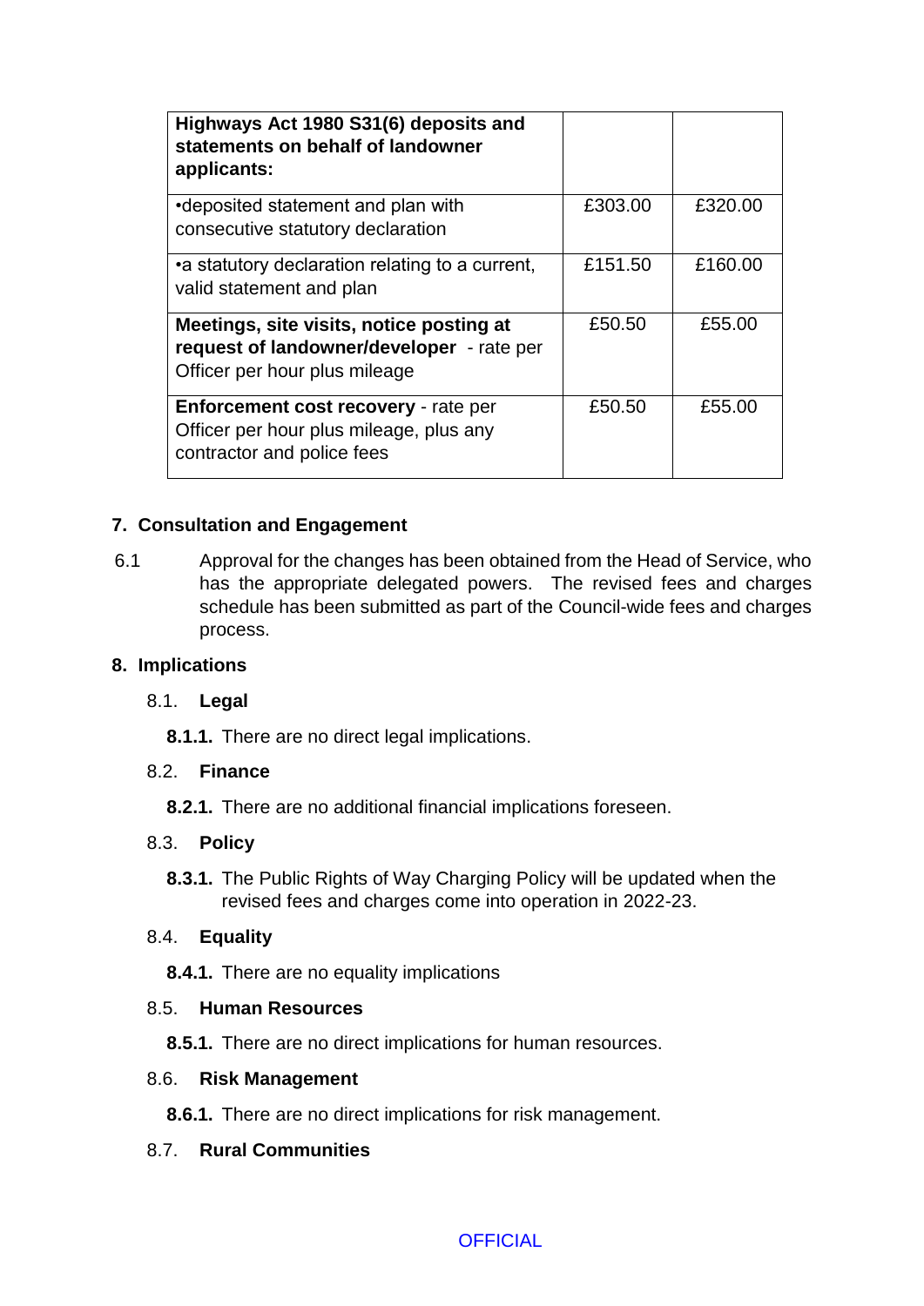| **Highways Act 1980 S31(6) deposits and statements on behalf of landowner applicants:** | | |
|---|---|---|
| •deposited statement and plan with consecutive statutory declaration | £303.00 | £320.00 |
| •a statutory declaration relating to a current, valid statement and plan | £151.50 | £160.00 |
| **Meetings, site visits, notice posting at request of landowner/developer** - rate per Officer per hour plus mileage | £50.50 | £55.00 |
| **Enforcement cost recovery** - rate per Officer per hour plus mileage, plus any contractor and police fees | £50.50 | £55.00 |

## 7. Consultation and Engagement

6.1 Approval for the changes has been obtained from the Head of Service, who has the appropriate delegated powers. The revised fees and charges schedule has been submitted as part of the Council-wide fees and charges process.

## 8. Implications

### 8.1. Legal

**8.1.1.** There are no direct legal implications.

### 8.2. Finance

**8.2.1.** There are no additional financial implications foreseen.

### 8.3. Policy

**8.3.1.** The Public Rights of Way Charging Policy will be updated when the revised fees and charges come into operation in 2022-23.

### 8.4. Equality

**8.4.1.** There are no equality implications

### 8.5. Human Resources

**8.5.1.** There are no direct implications for human resources.

### 8.6. Risk Management

**8.6.1.** There are no direct implications for risk management.

### 8.7. Rural Communities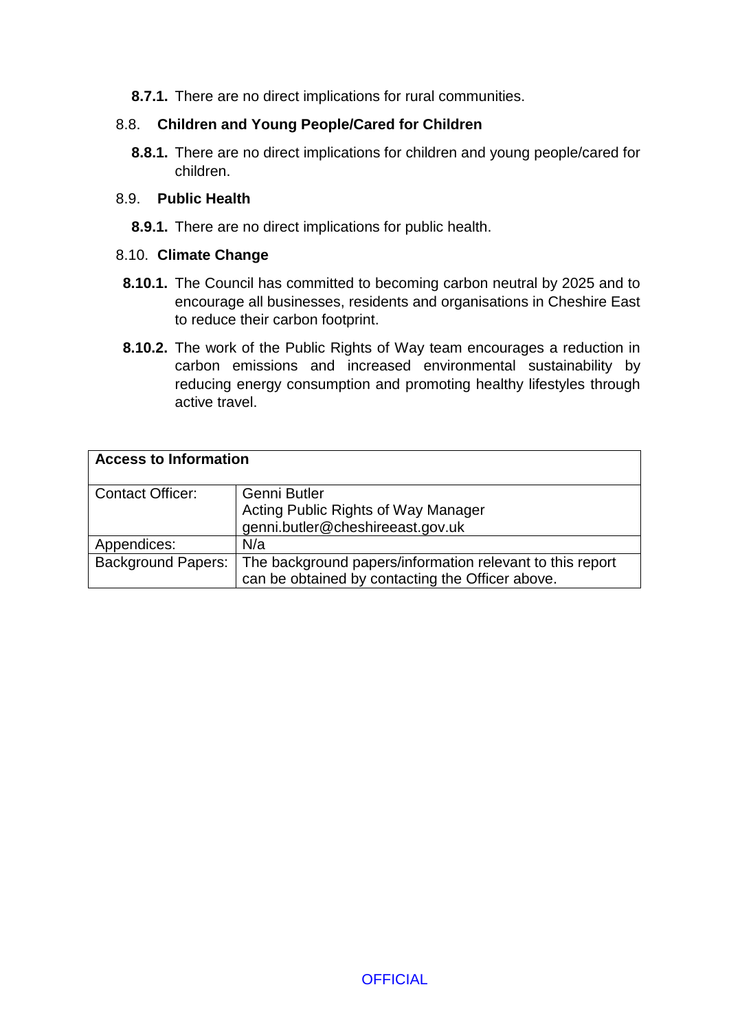**8.7.1.** There are no direct implications for rural communities.

### 8.8. Children and Young People/Cared for Children

**8.8.1.** There are no direct implications for children and young people/cared for children.

### 8.9. Public Health

**8.9.1.** There are no direct implications for public health.

### 8.10. Climate Change

**8.10.1.** The Council has committed to becoming carbon neutral by 2025 and to encourage all businesses, residents and organisations in Cheshire East to reduce their carbon footprint.

**8.10.2.** The work of the Public Rights of Way team encourages a reduction in carbon emissions and increased environmental sustainability by reducing energy consumption and promoting healthy lifestyles through active travel.

| **Access to Information** | |
|---|---|
| Contact Officer: | Genni Butler<br>Acting Public Rights of Way Manager<br>genni.butler@cheshireeast.gov.uk |
| Appendices: | N/a |
| Background Papers: | The background papers/information relevant to this report can be obtained by contacting the Officer above. |

OFFICIAL